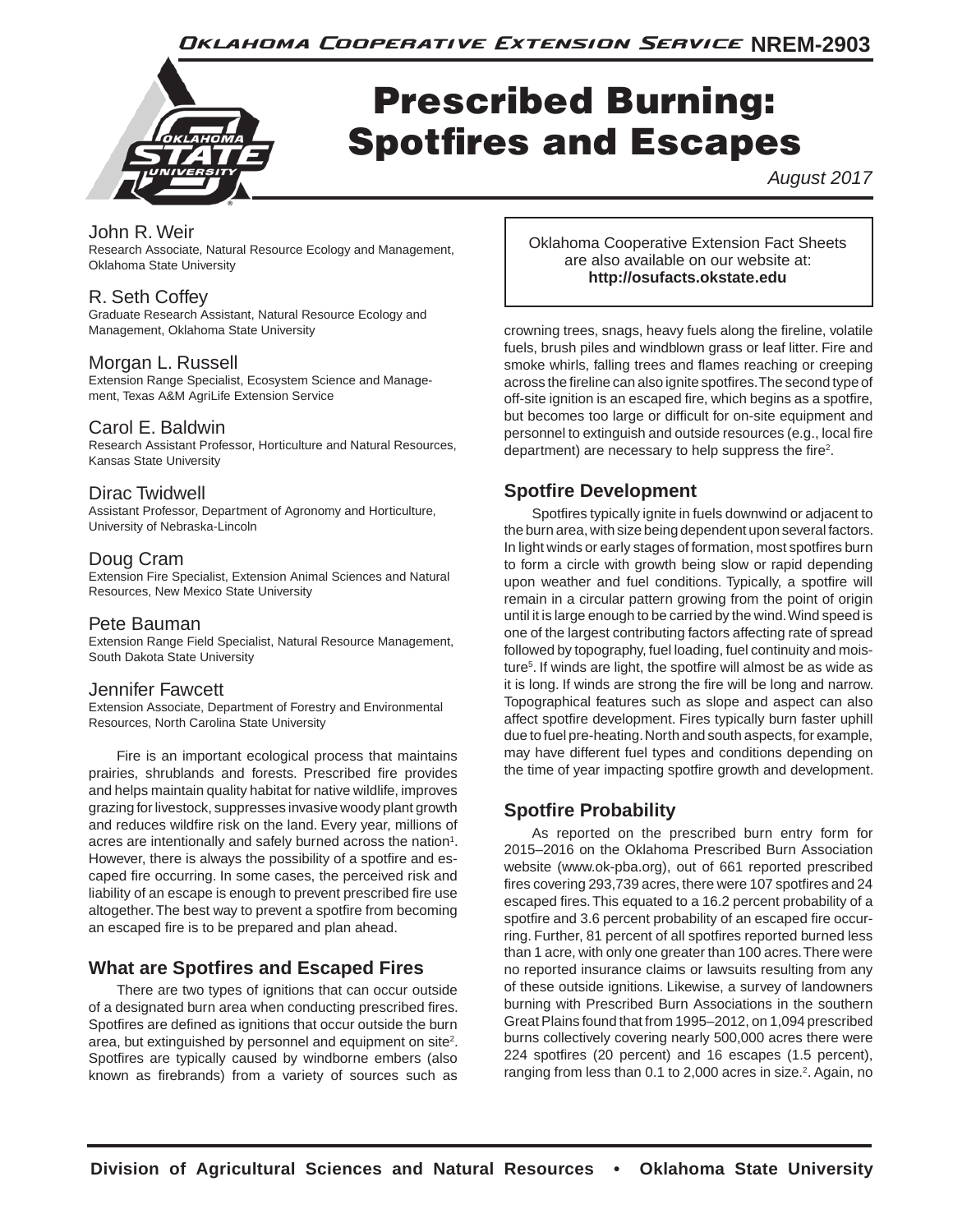Oklahoma Cooperative Extension Service NREM-2903

# Prescribed Burning: Spotfires and Escapes

*August 2017*

**John R. Weir**
Research Associate, Natural Resource Ecology and Management, Oklahoma State University

**R. Seth Coffey**
Graduate Research Assistant, Natural Resource Ecology and Management, Oklahoma State University

**Morgan L. Russell**
Extension Range Specialist, Ecosystem Science and Management, Texas A&M AgriLife Extension Service

**Carol E. Baldwin**
Research Assistant Professor, Horticulture and Natural Resources, Kansas State University

**Dirac Twidwell**
Assistant Professor, Department of Agronomy and Horticulture, University of Nebraska-Lincoln

**Doug Cram**
Extension Fire Specialist, Extension Animal Sciences and Natural Resources, New Mexico State University

**Pete Bauman**
Extension Range Field Specialist, Natural Resource Management, South Dakota State University

**Jennifer Fawcett**
Extension Associate, Department of Forestry and Environmental Resources, North Carolina State University

Oklahoma Cooperative Extension Fact Sheets are also available on our website at: **http://osufacts.okstate.edu**

Fire is an important ecological process that maintains prairies, shrublands and forests. Prescribed fire provides and helps maintain quality habitat for native wildlife, improves grazing for livestock, suppresses invasive woody plant growth and reduces wildfire risk on the land. Every year, millions of acres are intentionally and safely burned across the nation[1]. However, there is always the possibility of a spotfire and escaped fire occurring. In some cases, the perceived risk and liability of an escape is enough to prevent prescribed fire use altogether. The best way to prevent a spotfire from becoming an escaped fire is to be prepared and plan ahead.

## What are Spotfires and Escaped Fires

There are two types of ignitions that can occur outside of a designated burn area when conducting prescribed fires. Spotfires are defined as ignitions that occur outside the burn area, but extinguished by personnel and equipment on site[2]. Spotfires are typically caused by windborne embers (also known as firebrands) from a variety of sources such as crowning trees, snags, heavy fuels along the fireline, volatile fuels, brush piles and windblown grass or leaf litter. Fire and smoke whirls, falling trees and flames reaching or creeping across the fireline can also ignite spotfires. The second type of off-site ignition is an escaped fire, which begins as a spotfire, but becomes too large or difficult for on-site equipment and personnel to extinguish and outside resources (e.g., local fire department) are necessary to help suppress the fire[2].

## Spotfire Development

Spotfires typically ignite in fuels downwind or adjacent to the burn area, with size being dependent upon several factors. In light winds or early stages of formation, most spotfires burn to form a circle with growth being slow or rapid depending upon weather and fuel conditions. Typically, a spotfire will remain in a circular pattern growing from the point of origin until it is large enough to be carried by the wind. Wind speed is one of the largest contributing factors affecting rate of spread followed by topography, fuel loading, fuel continuity and moisture[5]. If winds are light, the spotfire will almost be as wide as it is long. If winds are strong the fire will be long and narrow. Topographical features such as slope and aspect can also affect spotfire development. Fires typically burn faster uphill due to fuel pre-heating. North and south aspects, for example, may have different fuel types and conditions depending on the time of year impacting spotfire growth and development.

## Spotfire Probability

As reported on the prescribed burn entry form for 2015–2016 on the Oklahoma Prescribed Burn Association website (www.ok-pba.org), out of 661 reported prescribed fires covering 293,739 acres, there were 107 spotfires and 24 escaped fires. This equated to a 16.2 percent probability of a spotfire and 3.6 percent probability of an escaped fire occurring. Further, 81 percent of all spotfires reported burned less than 1 acre, with only one greater than 100 acres. There were no reported insurance claims or lawsuits resulting from any of these outside ignitions. Likewise, a survey of landowners burning with Prescribed Burn Associations in the southern Great Plains found that from 1995–2012, on 1,094 prescribed burns collectively covering nearly 500,000 acres there were 224 spotfires (20 percent) and 16 escapes (1.5 percent), ranging from less than 0.1 to 2,000 acres in size.[2]. Again, no

Division of Agricultural Sciences and Natural Resources • Oklahoma State University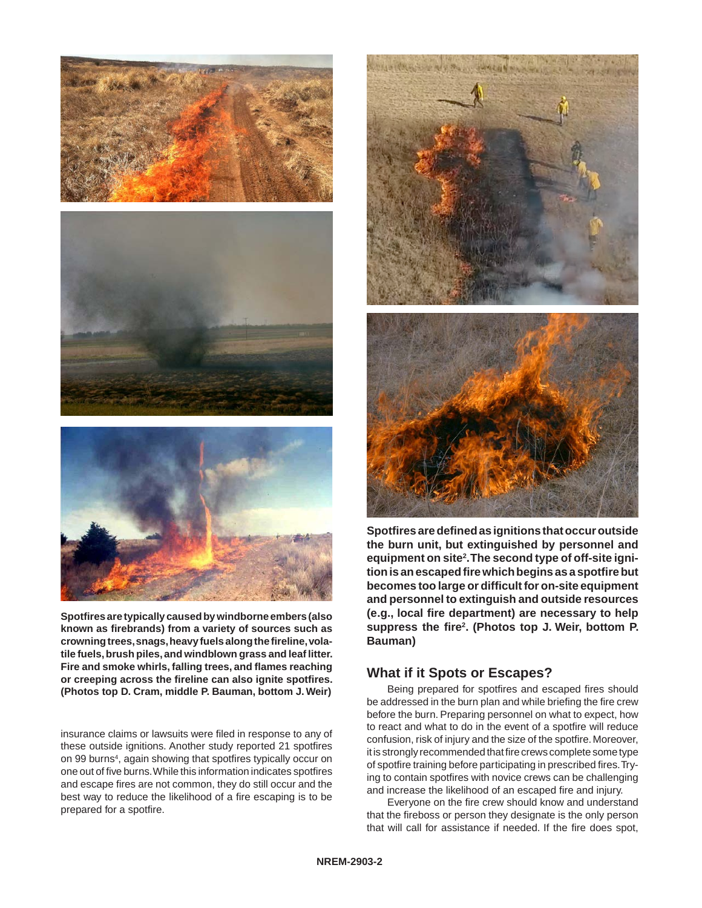**Spotfires are typically caused by windborne embers (also known as firebrands) from a variety of sources such as crowning trees, snags, heavy fuels along the fireline, volatile fuels, brush piles, and windblown grass and leaf litter. Fire and smoke whirls, falling trees, and flames reaching or creeping across the fireline can also ignite spotfires. (Photos top D. Cram, middle P. Bauman, bottom J. Weir)**

insurance claims or lawsuits were filed in response to any of these outside ignitions. Another study reported 21 spotfires on 99 burns[4], again showing that spotfires typically occur on one out of five burns. While this information indicates spotfires and escape fires are not common, they do still occur and the best way to reduce the likelihood of a fire escaping is to be prepared for a spotfire.

**Spotfires are defined as ignitions that occur outside the burn unit, but extinguished by personnel and equipment on site[2]. The second type of off-site ignition is an escaped fire which begins as a spotfire but becomes too large or difficult for on-site equipment and personnel to extinguish and outside resources (e.g., local fire department) are necessary to help suppress the fire[2]. (Photos top J. Weir, bottom P. Bauman)**

## What if it Spots or Escapes?

Being prepared for spotfires and escaped fires should be addressed in the burn plan and while briefing the fire crew before the burn. Preparing personnel on what to expect, how to react and what to do in the event of a spotfire will reduce confusion, risk of injury and the size of the spotfire. Moreover, it is strongly recommended that fire crews complete some type of spotfire training before participating in prescribed fires. Trying to contain spotfires with novice crews can be challenging and increase the likelihood of an escaped fire and injury.

Everyone on the fire crew should know and understand that the fireboss or person they designate is the only person that will call for assistance if needed. If the fire does spot,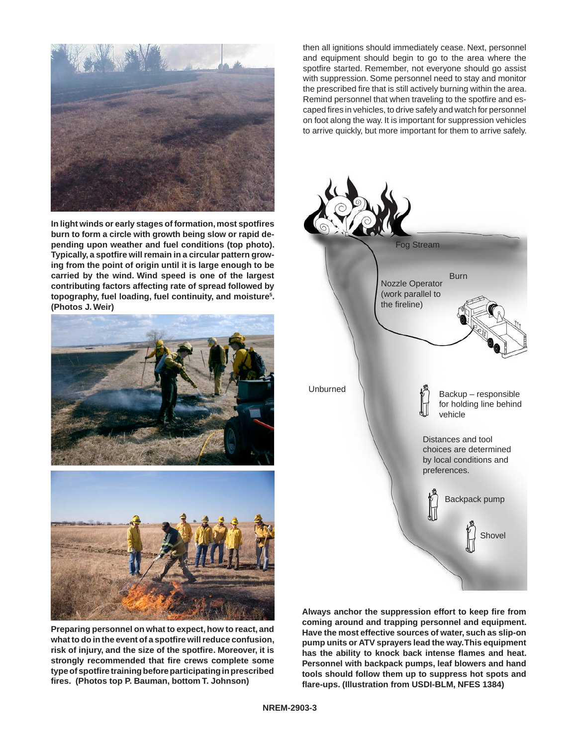In light winds or early stages of formation, most spotfires burn to form a circle with growth being slow or rapid depending upon weather and fuel conditions (top photo). Typically, a spotfire will remain in a circular pattern growing from the point of origin until it is large enough to be carried by the wind. Wind speed is one of the largest contributing factors affecting rate of spread followed by topography, fuel loading, fuel continuity, and moisture[5]. (Photos J. Weir)

**Preparing personnel on what to expect, how to react, and what to do in the event of a spotfire will reduce confusion, risk of injury, and the size of the spotfire. Moreover, it is strongly recommended that fire crews complete some type of spotfire training before participating in prescribed fires. (Photos top P. Bauman, bottom T. Johnson)**

then all ignitions should immediately cease. Next, personnel and equipment should begin to go to the area where the spotfire started. Remember, not everyone should go assist with suppression. Some personnel need to stay and monitor the prescribed fire that is still actively burning within the area. Remind personnel that when traveling to the spotfire and escaped fires in vehicles, to drive safely and watch for personnel on foot along the way. It is important for suppression vehicles to arrive quickly, but more important for them to arrive safely.

Fog Stream

Burn

Nozzle Operator (work parallel to the fireline)

Unburned

Backup – responsible for holding line behind vehicle

Distances and tool choices are determined by local conditions and preferences.

Backpack pump

Shovel

**Always anchor the suppression effort to keep fire from coming around and trapping personnel and equipment. Have the most effective sources of water, such as slip-on pump units or ATV sprayers lead the way. This equipment has the ability to knock back intense flames and heat. Personnel with backpack pumps, leaf blowers and hand tools should follow them up to suppress hot spots and flare-ups. (Illustration from USDI-BLM, NFES 1384)**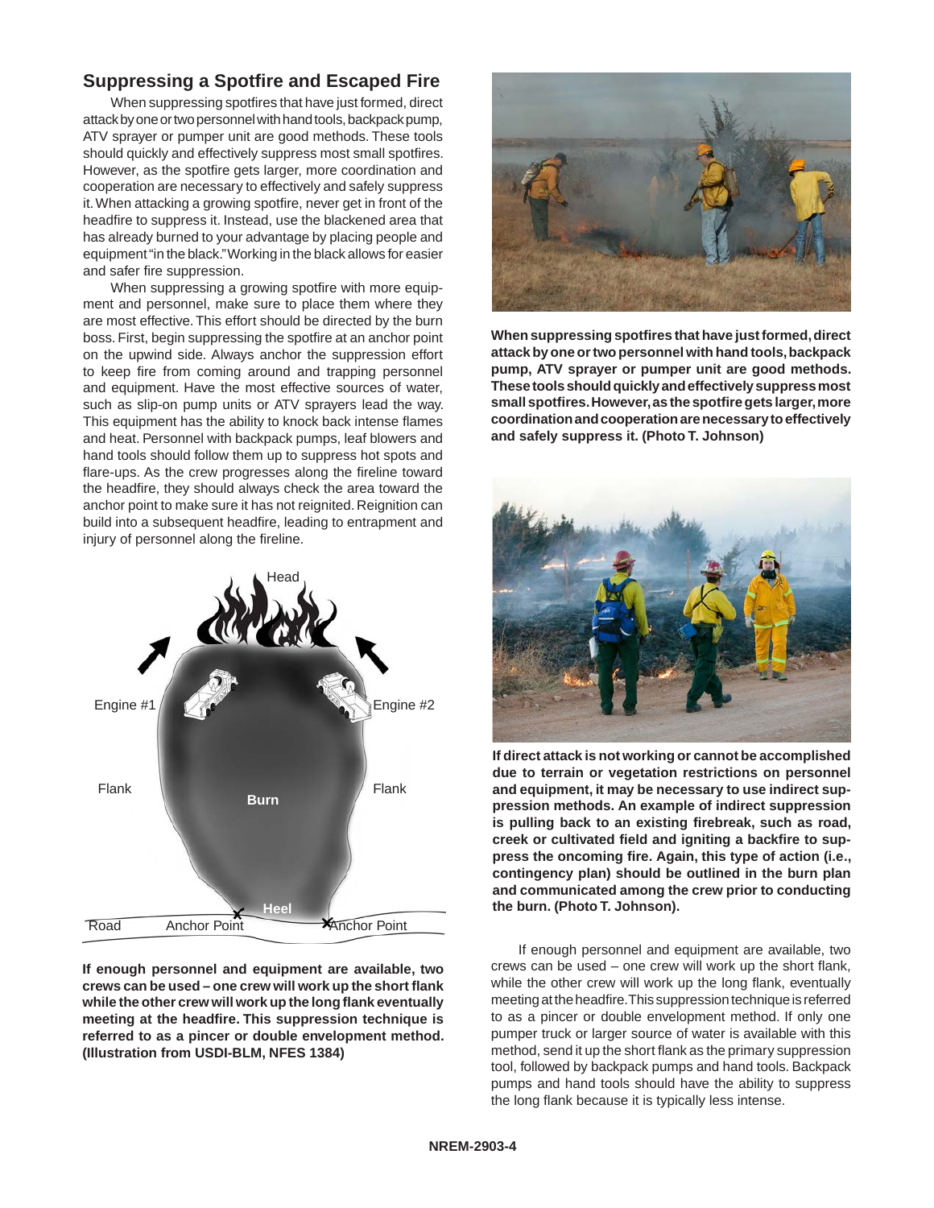## Suppressing a Spotfire and Escaped Fire

When suppressing spotfires that have just formed, direct attack by one or two personnel with hand tools, backpack pump, ATV sprayer or pumper unit are good methods. These tools should quickly and effectively suppress most small spotfires. However, as the spotfire gets larger, more coordination and cooperation are necessary to effectively and safely suppress it. When attacking a growing spotfire, never get in front of the headfire to suppress it. Instead, use the blackened area that has already burned to your advantage by placing people and equipment "in the black." Working in the black allows for easier and safer fire suppression.

When suppressing a growing spotfire with more equipment and personnel, make sure to place them where they are most effective. This effort should be directed by the burn boss. First, begin suppressing the spotfire at an anchor point on the upwind side. Always anchor the suppression effort to keep fire from coming around and trapping personnel and equipment. Have the most effective sources of water, such as slip-on pump units or ATV sprayers lead the way. This equipment has the ability to knock back intense flames and heat. Personnel with backpack pumps, leaf blowers and hand tools should follow them up to suppress hot spots and flare-ups. As the crew progresses along the fireline toward the headfire, they should always check the area toward the anchor point to make sure it has not reignited. Reignition can build into a subsequent headfire, leading to entrapment and injury of personnel along the fireline.

**If enough personnel and equipment are available, two crews can be used – one crew will work up the short flank while the other crew will work up the long flank eventually meeting at the headfire. This suppression technique is referred to as a pincer or double envelopment method. (Illustration from USDI-BLM, NFES 1384)**

**When suppressing spotfires that have just formed, direct attack by one or two personnel with hand tools, backpack pump, ATV sprayer or pumper unit are good methods. These tools should quickly and effectively suppress most small spotfires. However, as the spotfire gets larger, more coordination and cooperation are necessary to effectively and safely suppress it. (Photo T. Johnson)**

**If direct attack is not working or cannot be accomplished due to terrain or vegetation restrictions on personnel and equipment, it may be necessary to use indirect suppression methods. An example of indirect suppression is pulling back to an existing firebreak, such as road, creek or cultivated field and igniting a backfire to suppress the oncoming fire. Again, this type of action (i.e., contingency plan) should be outlined in the burn plan and communicated among the crew prior to conducting the burn. (Photo T. Johnson).**

If enough personnel and equipment are available, two crews can be used – one crew will work up the short flank, while the other crew will work up the long flank, eventually meeting at the headfire. This suppression technique is referred to as a pincer or double envelopment method. If only one pumper truck or larger source of water is available with this method, send it up the short flank as the primary suppression tool, followed by backpack pumps and hand tools. Backpack pumps and hand tools should have the ability to suppress the long flank because it is typically less intense.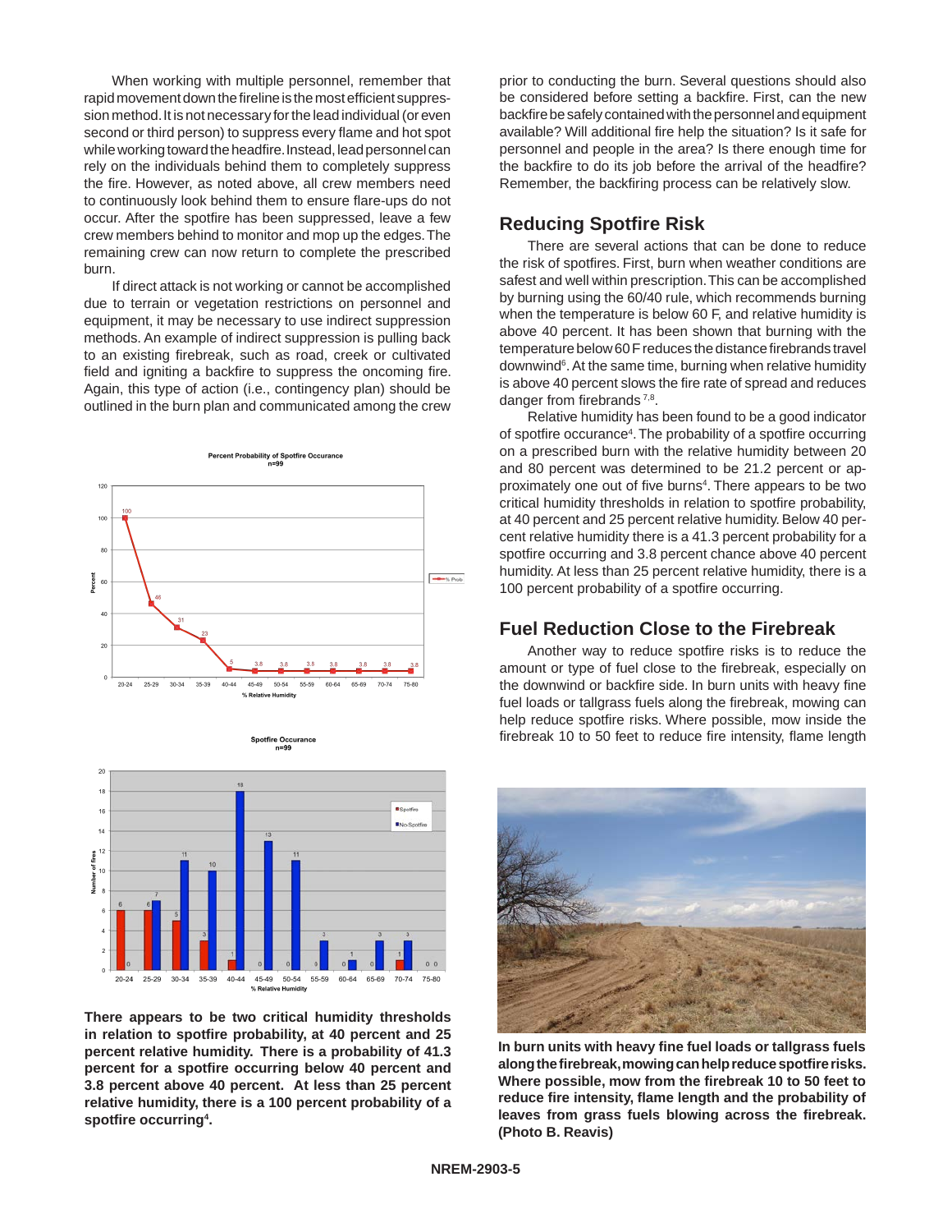When working with multiple personnel, remember that rapid movement down the fireline is the most efficient suppression method. It is not necessary for the lead individual (or even second or third person) to suppress every flame and hot spot while working toward the headfire. Instead, lead personnel can rely on the individuals behind them to completely suppress the fire. However, as noted above, all crew members need to continuously look behind them to ensure flare-ups do not occur. After the spotfire has been suppressed, leave a few crew members behind to monitor and mop up the edges. The remaining crew can now return to complete the prescribed burn.

If direct attack is not working or cannot be accomplished due to terrain or vegetation restrictions on personnel and equipment, it may be necessary to use indirect suppression methods. An example of indirect suppression is pulling back to an existing firebreak, such as road, creek or cultivated field and igniting a backfire to suppress the oncoming fire. Again, this type of action (i.e., contingency plan) should be outlined in the burn plan and communicated among the crew prior to conducting the burn. Several questions should also be considered before setting a backfire. First, can the new backfire be safely contained with the personnel and equipment available? Will additional fire help the situation? Is it safe for personnel and people in the area? Is there enough time for the backfire to do its job before the arrival of the headfire? Remember, the backfiring process can be relatively slow.

**Percent Probability of Spotfire Occurance**
**n=99**

| % Relative Humidity | 20-24 | 25-29 | 30-34 | 35-39 | 40-44 | 45-49 | 50-54 | 55-59 | 60-64 | 65-69 | 70-74 | 75-80 |
|---|---|---|---|---|---|---|---|---|---|---|---|---|
| % Prob | 100 | 46 | 31 | 23 | 5 | 3.8 | 3.8 | 3.8 | 3.8 | 3.8 | 3.8 | 3.8 |

**Spotfire Occurance**
**n=99**

| % Relative Humidity | 20-24 | 25-29 | 30-34 | 35-39 | 40-44 | 45-49 | 50-54 | 55-59 | 60-64 | 65-69 | 70-74 | 75-80 |
|---|---|---|---|---|---|---|---|---|---|---|---|---|
| Spotfire | 6 | 6 | 5 | 3 | 1 | 0 | 0 | 0 | 0 | 0 | 1 | 0 |
| No Spotfire | 0 | 7 | 11 | 10 | 18 | 13 | 11 | 3 | 1 | 3 | 3 | 0 |

**There appears to be two critical humidity thresholds in relation to spotfire probability, at 40 percent and 25 percent relative humidity. There is a probability of 41.3 percent for a spotfire occurring below 40 percent and 3.8 percent above 40 percent. At less than 25 percent relative humidity, there is a 100 percent probability of a spotfire occurring[4].**

## Reducing Spotfire Risk

There are several actions that can be done to reduce the risk of spotfires. First, burn when weather conditions are safest and well within prescription. This can be accomplished by burning using the 60/40 rule, which recommends burning when the temperature is below 60 F, and relative humidity is above 40 percent. It has been shown that burning with the temperature below 60 F reduces the distance firebrands travel downwind[6]. At the same time, burning when relative humidity is above 40 percent slows the fire rate of spread and reduces danger from firebrands [7,8].

Relative humidity has been found to be a good indicator of spotfire occurance[4]. The probability of a spotfire occurring on a prescribed burn with the relative humidity between 20 and 80 percent was determined to be 21.2 percent or approximately one out of five burns[4]. There appears to be two critical humidity thresholds in relation to spotfire probability, at 40 percent and 25 percent relative humidity. Below 40 percent relative humidity there is a 41.3 percent probability for a spotfire occurring and 3.8 percent chance above 40 percent humidity. At less than 25 percent relative humidity, there is a 100 percent probability of a spotfire occurring.

## Fuel Reduction Close to the Firebreak

Another way to reduce spotfire risks is to reduce the amount or type of fuel close to the firebreak, especially on the downwind or backfire side. In burn units with heavy fine fuel loads or tallgrass fuels along the firebreak, mowing can help reduce spotfire risks. Where possible, mow inside the firebreak 10 to 50 feet to reduce fire intensity, flame length

**In burn units with heavy fine fuel loads or tallgrass fuels along the firebreak, mowing can help reduce spotfire risks. Where possible, mow from the firebreak 10 to 50 feet to reduce fire intensity, flame length and the probability of leaves from grass fuels blowing across the firebreak. (Photo B. Reavis)**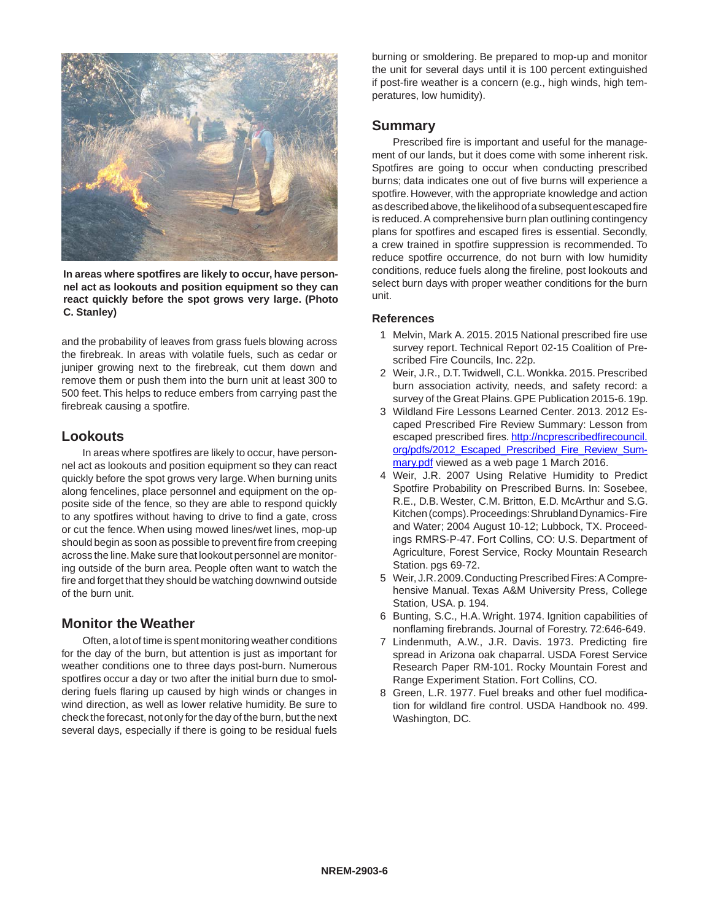**In areas where spotfires are likely to occur, have personnel act as lookouts and position equipment so they can react quickly before the spot grows very large. (Photo C. Stanley)**

and the probability of leaves from grass fuels blowing across the firebreak. In areas with volatile fuels, such as cedar or juniper growing next to the firebreak, cut them down and remove them or push them into the burn unit at least 300 to 500 feet. This helps to reduce embers from carrying past the firebreak causing a spotfire.

## Lookouts

In areas where spotfires are likely to occur, have personnel act as lookouts and position equipment so they can react quickly before the spot grows very large. When burning units along fencelines, place personnel and equipment on the opposite side of the fence, so they are able to respond quickly to any spotfires without having to drive to find a gate, cross or cut the fence. When using mowed lines/wet lines, mop-up should begin as soon as possible to prevent fire from creeping across the line. Make sure that lookout personnel are monitoring outside of the burn area. People often want to watch the fire and forget that they should be watching downwind outside of the burn unit.

## Monitor the Weather

Often, a lot of time is spent monitoring weather conditions for the day of the burn, but attention is just as important for weather conditions one to three days post-burn. Numerous spotfires occur a day or two after the initial burn due to smoldering fuels flaring up caused by high winds or changes in wind direction, as well as lower relative humidity. Be sure to check the forecast, not only for the day of the burn, but the next several days, especially if there is going to be residual fuels burning or smoldering. Be prepared to mop-up and monitor the unit for several days until it is 100 percent extinguished if post-fire weather is a concern (e.g., high winds, high temperatures, low humidity).

## Summary

Prescribed fire is important and useful for the management of our lands, but it does come with some inherent risk. Spotfires are going to occur when conducting prescribed burns; data indicates one out of five burns will experience a spotfire. However, with the appropriate knowledge and action as described above, the likelihood of a subsequent escaped fire is reduced. A comprehensive burn plan outlining contingency plans for spotfires and escaped fires is essential. Secondly, a crew trained in spotfire suppression is recommended. To reduce spotfire occurrence, do not burn with low humidity conditions, reduce fuels along the fireline, post lookouts and select burn days with proper weather conditions for the burn unit.

### References

1. Melvin, Mark A. 2015. 2015 National prescribed fire use survey report. Technical Report 02-15 Coalition of Prescribed Fire Councils, Inc. 22p.
2. Weir, J.R., D.T. Twidwell, C.L. Wonkka. 2015. Prescribed burn association activity, needs, and safety record: a survey of the Great Plains. GPE Publication 2015-6. 19p.
3. Wildland Fire Lessons Learned Center. 2013. 2012 Escaped Prescribed Fire Review Summary: Lesson from escaped prescribed fires. http://ncprescribedfirecouncil.org/pdfs/2012_Escaped_Prescribed_Fire_Review_Summary.pdf viewed as a web page 1 March 2016.
4. Weir, J.R. 2007 Using Relative Humidity to Predict Spotfire Probability on Prescribed Burns. In: Sosebee, R.E., D.B. Wester, C.M. Britton, E.D. McArthur and S.G. Kitchen (comps). Proceedings: Shrubland Dynamics- Fire and Water; 2004 August 10-12; Lubbock, TX. Proceedings RMRS-P-47. Fort Collins, CO: U.S. Department of Agriculture, Forest Service, Rocky Mountain Research Station. pgs 69-72.
5. Weir, J.R. 2009. Conducting Prescribed Fires: A Comprehensive Manual. Texas A&M University Press, College Station, USA. p. 194.
6. Bunting, S.C., H.A. Wright. 1974. Ignition capabilities of nonflaming firebrands. Journal of Forestry. 72:646-649.
7. Lindenmuth, A.W., J.R. Davis. 1973. Predicting fire spread in Arizona oak chaparral. USDA Forest Service Research Paper RM-101. Rocky Mountain Forest and Range Experiment Station. Fort Collins, CO.
8. Green, L.R. 1977. Fuel breaks and other fuel modification for wildland fire control. USDA Handbook no. 499. Washington, DC.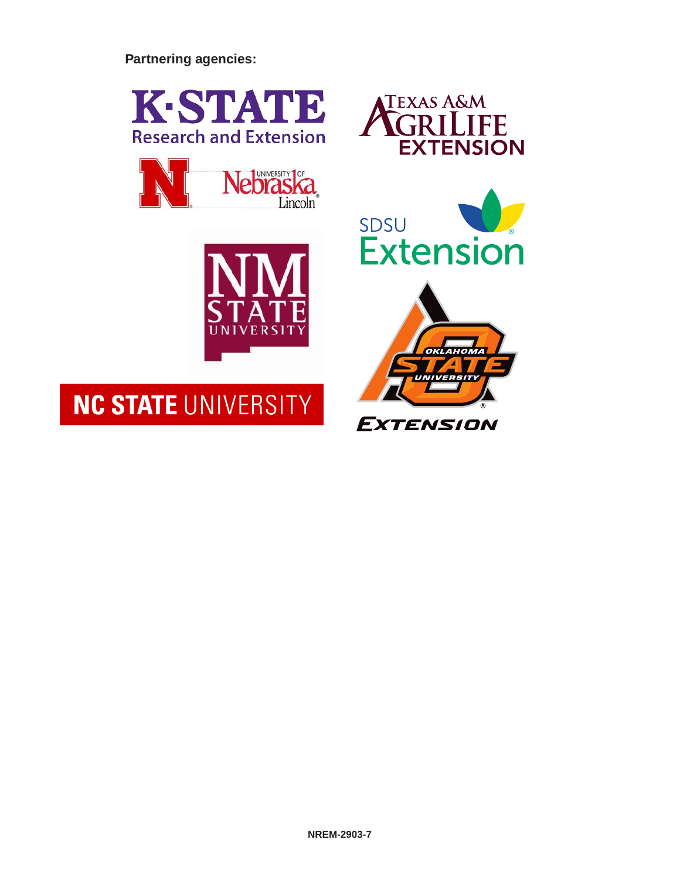**Partnering agencies:**

K-STATE Research and Extension

Texas A&M AgriLife Extension

University of Nebraska Lincoln

SDSU Extension

NM State University

Oklahoma State University Extension

NC STATE UNIVERSITY

NREM-2903-7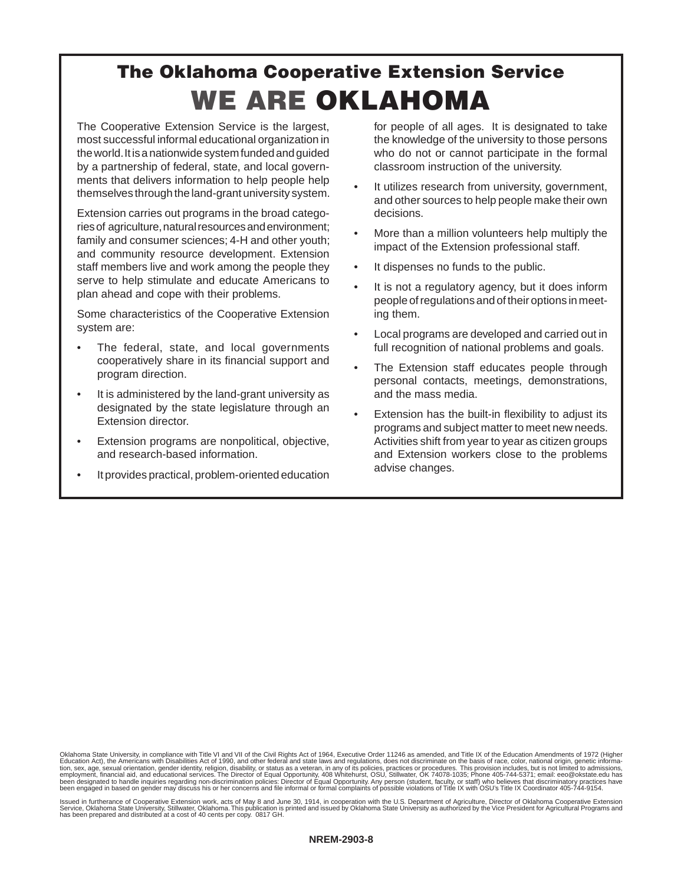# The Oklahoma Cooperative Extension Service

# WE ARE OKLAHOMA

The Cooperative Extension Service is the largest, most successful informal educational organization in the world. It is a nationwide system funded and guided by a partnership of federal, state, and local governments that delivers information to help people help themselves through the land-grant university system.

Extension carries out programs in the broad categories of agriculture, natural resources and environment; family and consumer sciences; 4-H and other youth; and community resource development. Extension staff members live and work among the people they serve to help stimulate and educate Americans to plan ahead and cope with their problems.

Some characteristics of the Cooperative Extension system are:

- The federal, state, and local governments cooperatively share in its financial support and program direction.
- It is administered by the land-grant university as designated by the state legislature through an Extension director.
- Extension programs are nonpolitical, objective, and research-based information.
- It provides practical, problem-oriented education for people of all ages. It is designated to take the knowledge of the university to those persons who do not or cannot participate in the formal classroom instruction of the university.
- It utilizes research from university, government, and other sources to help people make their own decisions.
- More than a million volunteers help multiply the impact of the Extension professional staff.
- It dispenses no funds to the public.
- It is not a regulatory agency, but it does inform people of regulations and of their options in meeting them.
- Local programs are developed and carried out in full recognition of national problems and goals.
- The Extension staff educates people through personal contacts, meetings, demonstrations, and the mass media.
- Extension has the built-in flexibility to adjust its programs and subject matter to meet new needs. Activities shift from year to year as citizen groups and Extension workers close to the problems advise changes.

Oklahoma State University, in compliance with Title VI and VII of the Civil Rights Act of 1964, Executive Order 11246 as amended, and Title IX of the Education Amendments of 1972 (Higher Education Act), the Americans with Disabilities Act of 1990, and other federal and state laws and regulations, does not discriminate on the basis of race, color, national origin, genetic information, sex, age, sexual orientation, gender identity, religion, disability, or status as a veteran, in any of its policies, practices or procedures. This provision includes, but is not limited to admissions, employment, financial aid, and educational services. The Director of Equal Opportunity, 408 Whitehurst, OSU, Stillwater, OK 74078-1035; Phone 405-744-5371; email: eeo@okstate.edu has been designated to handle inquiries regarding non-discrimination policies: Director of Equal Opportunity. Any person (student, faculty, or staff) who believes that discriminatory practices have been engaged in based on gender may discuss his or her concerns and file informal or formal complaints of possible violations of Title IX with OSU's Title IX Coordinator 405-744-9154.

Issued in furtherance of Cooperative Extension work, acts of May 8 and June 30, 1914, in cooperation with the U.S. Department of Agriculture, Director of Oklahoma Cooperative Extension Service, Oklahoma State University, Stillwater, Oklahoma. This publication is printed and issued by Oklahoma State University as authorized by the Vice President for Agricultural Programs and has been prepared and distributed at a cost of 40 cents per copy. 0817 GH.

**NREM-2903-8**